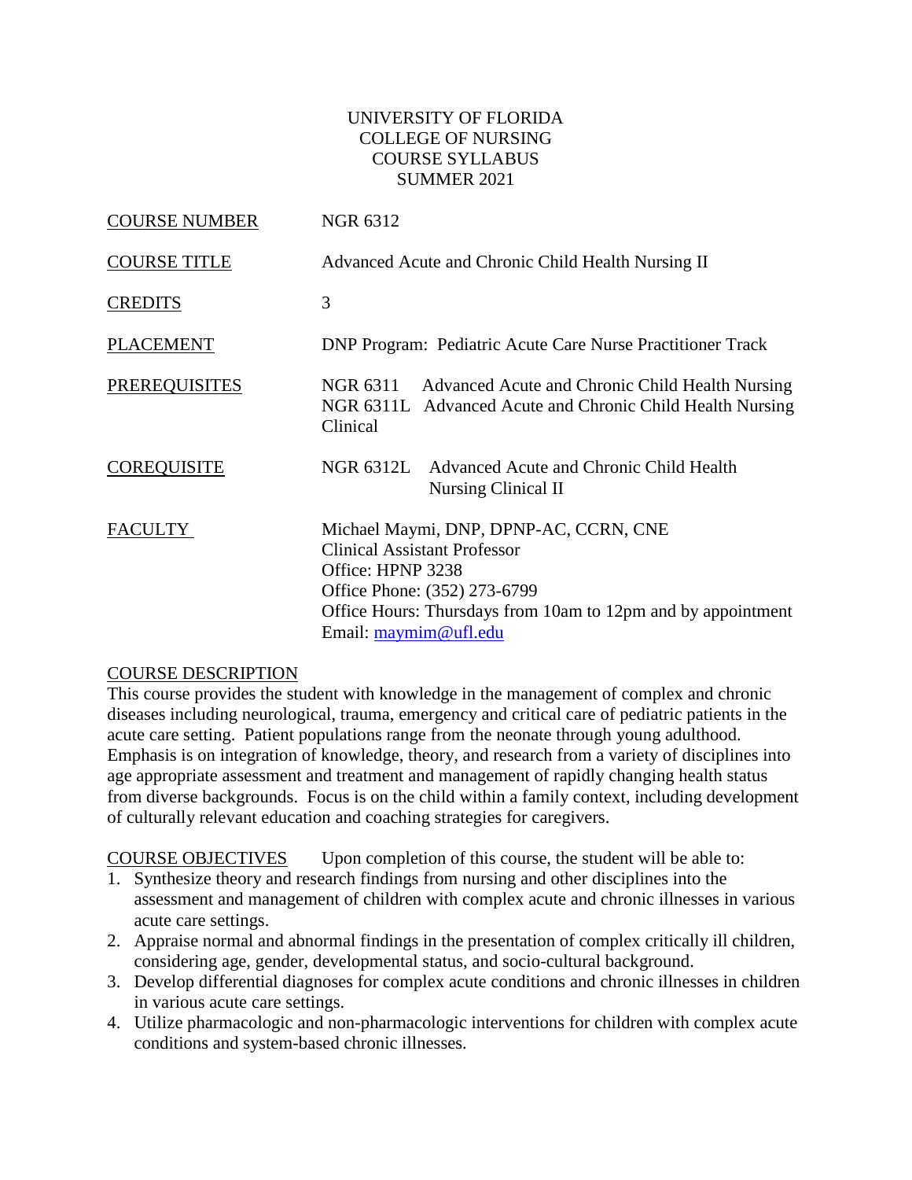UNIVERSITY OF FLORIDA
COLLEGE OF NURSING
COURSE SYLLABUS
SUMMER 2021

| | |
|---|---|
| COURSE NUMBER | NGR 6312 |
| COURSE TITLE | Advanced Acute and Chronic Child Health Nursing II |
| CREDITS | 3 |
| PLACEMENT | DNP Program: Pediatric Acute Care Nurse Practitioner Track |
| PREREQUISITES | NGR 6311 Advanced Acute and Chronic Child Health Nursing<br>NGR 6311L Advanced Acute and Chronic Child Health Nursing Clinical |
| COREQUISITE | NGR 6312L Advanced Acute and Chronic Child Health Nursing Clinical II |
| FACULTY | Michael Maymi, DNP, DPNP-AC, CCRN, CNE<br>Clinical Assistant Professor<br>Office: HPNP 3238<br>Office Phone: (352) 273-6799<br>Office Hours: Thursdays from 10am to 12pm and by appointment<br>Email: maymim@ufl.edu |

COURSE DESCRIPTION

This course provides the student with knowledge in the management of complex and chronic diseases including neurological, trauma, emergency and critical care of pediatric patients in the acute care setting. Patient populations range from the neonate through young adulthood. Emphasis is on integration of knowledge, theory, and research from a variety of disciplines into age appropriate assessment and treatment and management of rapidly changing health status from diverse backgrounds. Focus is on the child within a family context, including development of culturally relevant education and coaching strategies for caregivers.

COURSE OBJECTIVES Upon completion of this course, the student will be able to:

1. Synthesize theory and research findings from nursing and other disciplines into the assessment and management of children with complex acute and chronic illnesses in various acute care settings.
2. Appraise normal and abnormal findings in the presentation of complex critically ill children, considering age, gender, developmental status, and socio-cultural background.
3. Develop differential diagnoses for complex acute conditions and chronic illnesses in children in various acute care settings.
4. Utilize pharmacologic and non-pharmacologic interventions for children with complex acute conditions and system-based chronic illnesses.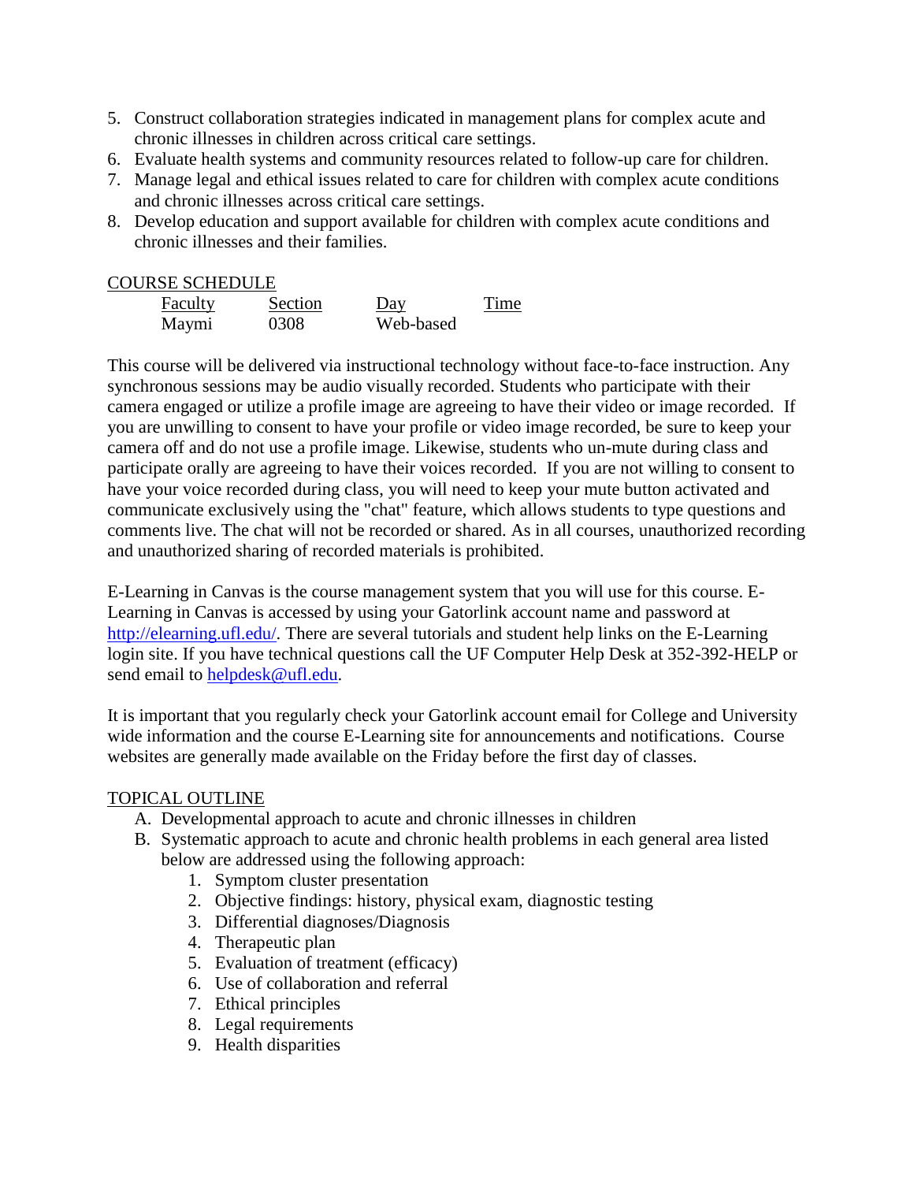5. Construct collaboration strategies indicated in management plans for complex acute and chronic illnesses in children across critical care settings.
6. Evaluate health systems and community resources related to follow-up care for children.
7. Manage legal and ethical issues related to care for children with complex acute conditions and chronic illnesses across critical care settings.
8. Develop education and support available for children with complex acute conditions and chronic illnesses and their families.

COURSE SCHEDULE

| Faculty | Section | Day | Time |
|---|---|---|---|
| Maymi | 0308 | Web-based | |

This course will be delivered via instructional technology without face-to-face instruction. Any synchronous sessions may be audio visually recorded. Students who participate with their camera engaged or utilize a profile image are agreeing to have their video or image recorded. If you are unwilling to consent to have your profile or video image recorded, be sure to keep your camera off and do not use a profile image. Likewise, students who un-mute during class and participate orally are agreeing to have their voices recorded. If you are not willing to consent to have your voice recorded during class, you will need to keep your mute button activated and communicate exclusively using the "chat" feature, which allows students to type questions and comments live. The chat will not be recorded or shared. As in all courses, unauthorized recording and unauthorized sharing of recorded materials is prohibited.

E-Learning in Canvas is the course management system that you will use for this course. E-Learning in Canvas is accessed by using your Gatorlink account name and password at http://elearning.ufl.edu/. There are several tutorials and student help links on the E-Learning login site. If you have technical questions call the UF Computer Help Desk at 352-392-HELP or send email to helpdesk@ufl.edu.

It is important that you regularly check your Gatorlink account email for College and University wide information and the course E-Learning site for announcements and notifications. Course websites are generally made available on the Friday before the first day of classes.

TOPICAL OUTLINE

A. Developmental approach to acute and chronic illnesses in children
B. Systematic approach to acute and chronic health problems in each general area listed below are addressed using the following approach:
   1. Symptom cluster presentation
   2. Objective findings: history, physical exam, diagnostic testing
   3. Differential diagnoses/Diagnosis
   4. Therapeutic plan
   5. Evaluation of treatment (efficacy)
   6. Use of collaboration and referral
   7. Ethical principles
   8. Legal requirements
   9. Health disparities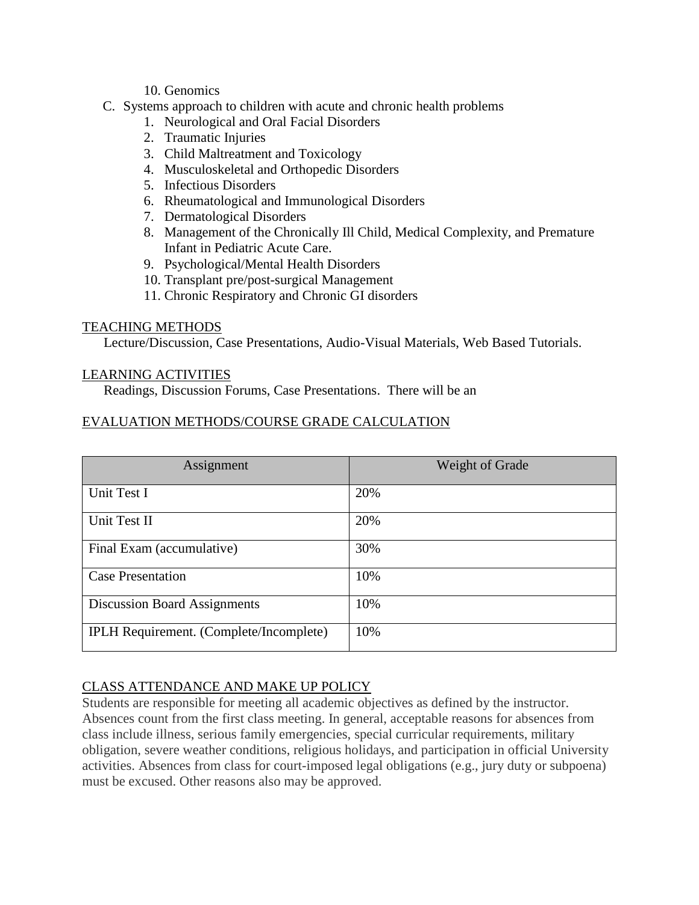10. Genomics

C. Systems approach to children with acute and chronic health problems
    1. Neurological and Oral Facial Disorders
    2. Traumatic Injuries
    3. Child Maltreatment and Toxicology
    4. Musculoskeletal and Orthopedic Disorders
    5. Infectious Disorders
    6. Rheumatological and Immunological Disorders
    7. Dermatological Disorders
    8. Management of the Chronically Ill Child, Medical Complexity, and Premature Infant in Pediatric Acute Care.
    9. Psychological/Mental Health Disorders
    10. Transplant pre/post-surgical Management
    11. Chronic Respiratory and Chronic GI disorders

## TEACHING METHODS

Lecture/Discussion, Case Presentations, Audio-Visual Materials, Web Based Tutorials.

## LEARNING ACTIVITIES

Readings, Discussion Forums, Case Presentations. There will be an

## EVALUATION METHODS/COURSE GRADE CALCULATION

| Assignment | Weight of Grade |
|---|---|
| Unit Test I | 20% |
| Unit Test II | 20% |
| Final Exam (accumulative) | 30% |
| Case Presentation | 10% |
| Discussion Board Assignments | 10% |
| IPLH Requirement. (Complete/Incomplete) | 10% |

## CLASS ATTENDANCE AND MAKE UP POLICY

Students are responsible for meeting all academic objectives as defined by the instructor. Absences count from the first class meeting. In general, acceptable reasons for absences from class include illness, serious family emergencies, special curricular requirements, military obligation, severe weather conditions, religious holidays, and participation in official University activities. Absences from class for court-imposed legal obligations (e.g., jury duty or subpoena) must be excused. Other reasons also may be approved.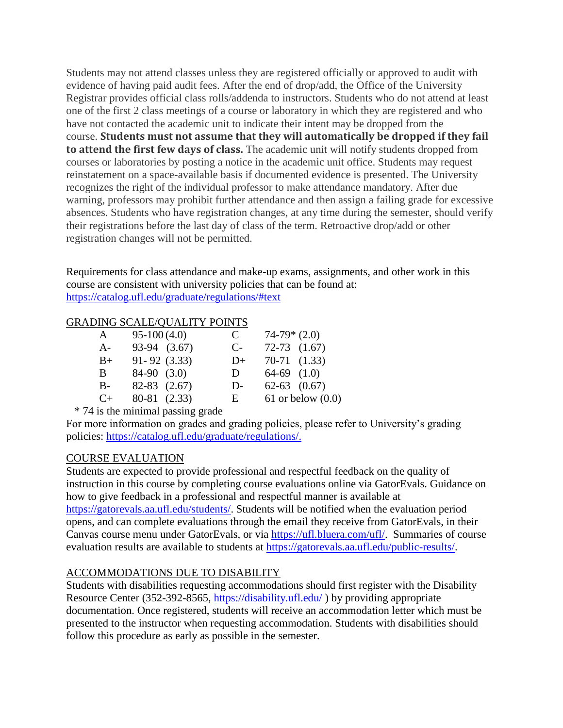Students may not attend classes unless they are registered officially or approved to audit with evidence of having paid audit fees. After the end of drop/add, the Office of the University Registrar provides official class rolls/addenda to instructors. Students who do not attend at least one of the first 2 class meetings of a course or laboratory in which they are registered and who have not contacted the academic unit to indicate their intent may be dropped from the course. **Students must not assume that they will automatically be dropped if they fail to attend the first few days of class.** The academic unit will notify students dropped from courses or laboratories by posting a notice in the academic unit office. Students may request reinstatement on a space-available basis if documented evidence is presented. The University recognizes the right of the individual professor to make attendance mandatory. After due warning, professors may prohibit further attendance and then assign a failing grade for excessive absences. Students who have registration changes, at any time during the semester, should verify their registrations before the last day of class of the term. Retroactive drop/add or other registration changes will not be permitted.

Requirements for class attendance and make-up exams, assignments, and other work in this course are consistent with university policies that can be found at: https://catalog.ufl.edu/graduate/regulations/#text

## GRADING SCALE/QUALITY POINTS

| Grade | Range | Grade | Range |
|---|---|---|---|
| A | 95-100 (4.0) | C | 74-79* (2.0) |
| A- | 93-94 (3.67) | C- | 72-73 (1.67) |
| B+ | 91- 92 (3.33) | D+ | 70-71 (1.33) |
| B | 84-90 (3.0) | D | 64-69 (1.0) |
| B- | 82-83 (2.67) | D- | 62-63 (0.67) |
| C+ | 80-81 (2.33) | E | 61 or below (0.0) |

\* 74 is the minimal passing grade

For more information on grades and grading policies, please refer to University's grading policies: https://catalog.ufl.edu/graduate/regulations/.

## COURSE EVALUATION

Students are expected to provide professional and respectful feedback on the quality of instruction in this course by completing course evaluations online via GatorEvals. Guidance on how to give feedback in a professional and respectful manner is available at https://gatorevals.aa.ufl.edu/students/. Students will be notified when the evaluation period opens, and can complete evaluations through the email they receive from GatorEvals, in their Canvas course menu under GatorEvals, or via https://ufl.bluera.com/ufl/. Summaries of course evaluation results are available to students at https://gatorevals.aa.ufl.edu/public-results/.

## ACCOMMODATIONS DUE TO DISABILITY

Students with disabilities requesting accommodations should first register with the Disability Resource Center (352-392-8565, https://disability.ufl.edu/ ) by providing appropriate documentation. Once registered, students will receive an accommodation letter which must be presented to the instructor when requesting accommodation. Students with disabilities should follow this procedure as early as possible in the semester.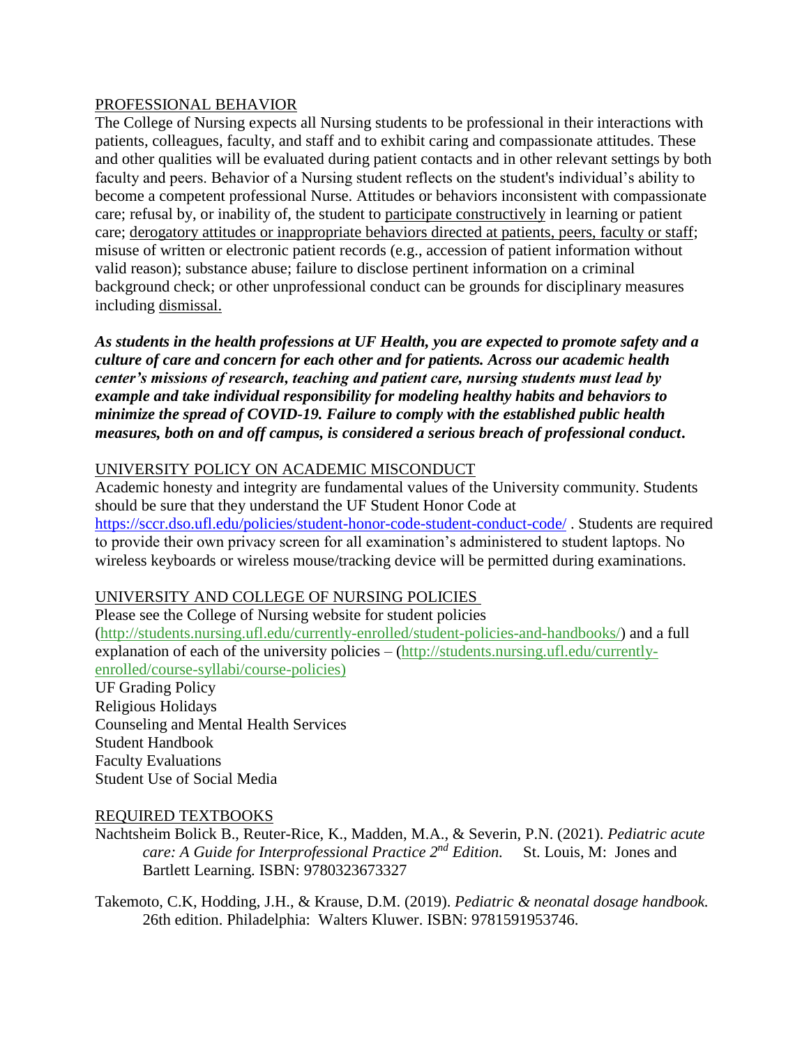## PROFESSIONAL BEHAVIOR

The College of Nursing expects all Nursing students to be professional in their interactions with patients, colleagues, faculty, and staff and to exhibit caring and compassionate attitudes. These and other qualities will be evaluated during patient contacts and in other relevant settings by both faculty and peers. Behavior of a Nursing student reflects on the student's individual's ability to become a competent professional Nurse. Attitudes or behaviors inconsistent with compassionate care; refusal by, or inability of, the student to participate constructively in learning or patient care; derogatory attitudes or inappropriate behaviors directed at patients, peers, faculty or staff; misuse of written or electronic patient records (e.g., accession of patient information without valid reason); substance abuse; failure to disclose pertinent information on a criminal background check; or other unprofessional conduct can be grounds for disciplinary measures including dismissal.

***As students in the health professions at UF Health, you are expected to promote safety and a culture of care and concern for each other and for patients. Across our academic health center's missions of research, teaching and patient care, nursing students must lead by example and take individual responsibility for modeling healthy habits and behaviors to minimize the spread of COVID-19. Failure to comply with the established public health measures, both on and off campus, is considered a serious breach of professional conduct.***

## UNIVERSITY POLICY ON ACADEMIC MISCONDUCT

Academic honesty and integrity are fundamental values of the University community. Students should be sure that they understand the UF Student Honor Code at https://sccr.dso.ufl.edu/policies/student-honor-code-student-conduct-code/ . Students are required to provide their own privacy screen for all examination's administered to student laptops. No wireless keyboards or wireless mouse/tracking device will be permitted during examinations.

## UNIVERSITY AND COLLEGE OF NURSING POLICIES

Please see the College of Nursing website for student policies (http://students.nursing.ufl.edu/currently-enrolled/student-policies-and-handbooks/) and a full explanation of each of the university policies – (http://students.nursing.ufl.edu/currently-enrolled/course-syllabi/course-policies)

UF Grading Policy
Religious Holidays
Counseling and Mental Health Services
Student Handbook
Faculty Evaluations
Student Use of Social Media

## REQUIRED TEXTBOOKS

Nachtsheim Bolick B., Reuter-Rice, K., Madden, M.A., & Severin, P.N. (2021). *Pediatric acute care: A Guide for Interprofessional Practice 2nd Edition.* St. Louis, M: Jones and Bartlett Learning. ISBN: 9780323673327

Takemoto, C.K, Hodding, J.H., & Krause, D.M. (2019). *Pediatric & neonatal dosage handbook.* 26th edition. Philadelphia: Walters Kluwer. ISBN: 9781591953746.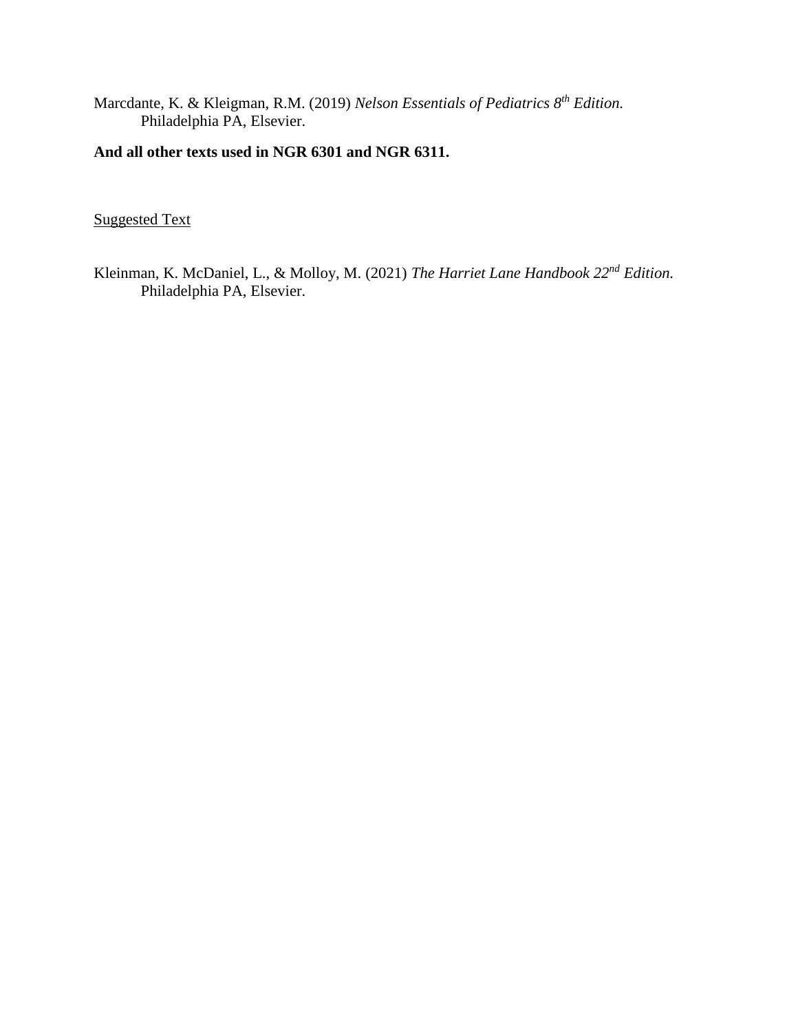Marcdante, K. & Kleigman, R.M. (2019) *Nelson Essentials of Pediatrics 8th Edition.* Philadelphia PA, Elsevier.

**And all other texts used in NGR 6301 and NGR 6311.**

Suggested Text

Kleinman, K. McDaniel, L., & Molloy, M. (2021) *The Harriet Lane Handbook 22nd Edition.* Philadelphia PA, Elsevier.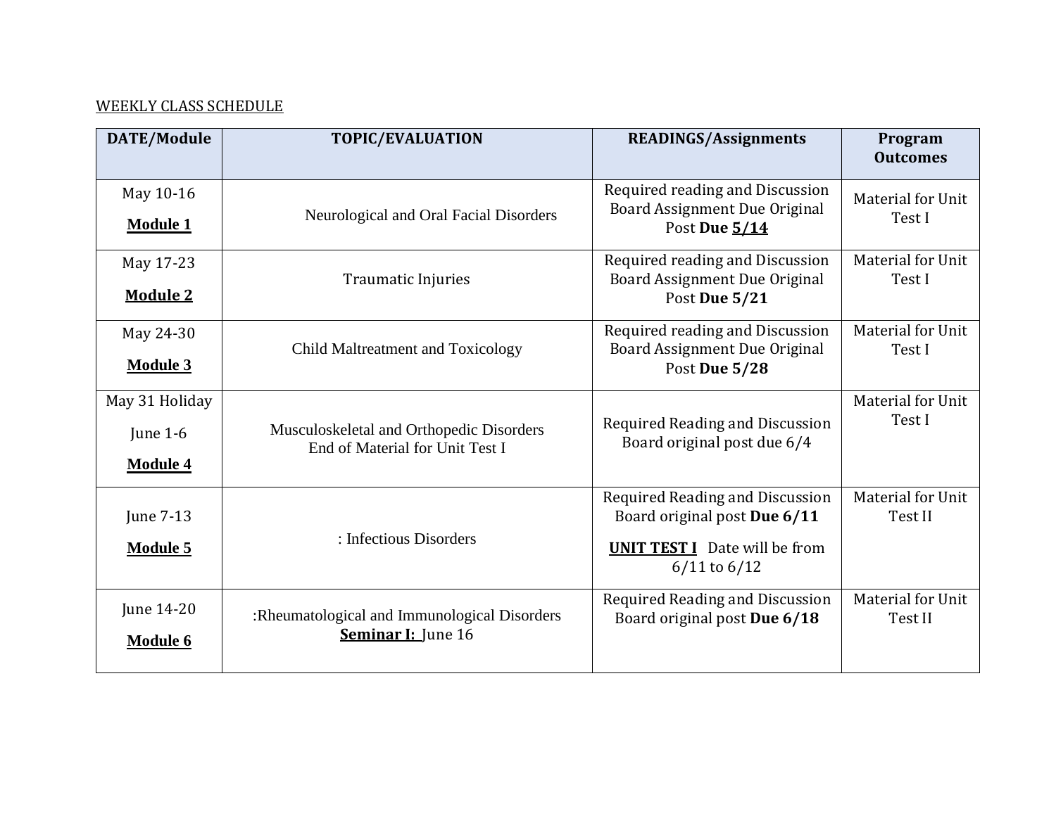WEEKLY CLASS SCHEDULE

| DATE/Module | TOPIC/EVALUATION | READINGS/Assignments | Program Outcomes |
|---|---|---|---|
| May 10-16 **Module 1** | Neurological and Oral Facial Disorders | Required reading and Discussion Board Assignment Due Original Post **Due 5/14** | Material for Unit Test I |
| May 17-23 **Module 2** | Traumatic Injuries | Required reading and Discussion Board Assignment Due Original Post **Due 5/21** | Material for Unit Test I |
| May 24-30 **Module 3** | Child Maltreatment and Toxicology | Required reading and Discussion Board Assignment Due Original Post **Due 5/28** | Material for Unit Test I |
| May 31 Holiday June 1-6 **Module 4** | Musculoskeletal and Orthopedic Disorders End of Material for Unit Test I | Required Reading and Discussion Board original post due 6/4 | Material for Unit Test I |
| June 7-13 **Module 5** | : Infectious Disorders | Required Reading and Discussion Board original post **Due 6/11** **UNIT TEST I** Date will be from 6/11 to 6/12 | Material for Unit Test II |
| June 14-20 **Module 6** | :Rheumatological and Immunological Disorders **Seminar I:** June 16 | Required Reading and Discussion Board original post **Due 6/18** | Material for Unit Test II |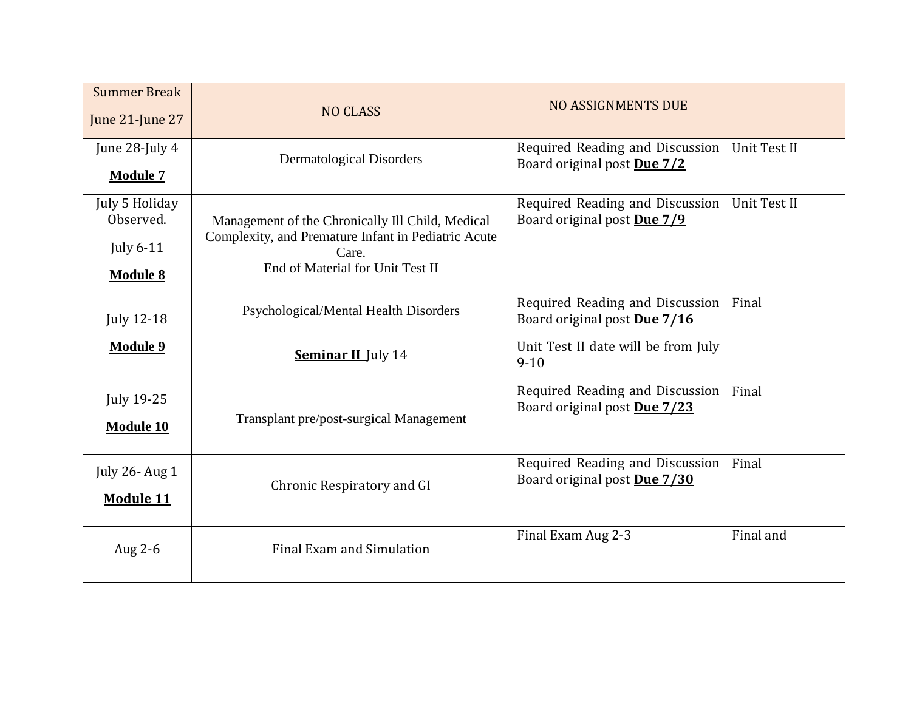| Summer Break<br><br>June 21-June 27 | NO CLASS | NO ASSIGNMENTS DUE | |
|---|---|---|---|
| June 28-July 4<br><br>**Module 7** | Dermatological Disorders | Required Reading and Discussion Board original post **Due 7/2** | Unit Test II |
| July 5 Holiday Observed.<br><br>July 6-11<br><br>**Module 8** | Management of the Chronically Ill Child, Medical Complexity, and Premature Infant in Pediatric Acute Care.<br>End of Material for Unit Test II | Required Reading and Discussion Board original post **Due 7/9** | Unit Test II |
| July 12-18<br><br>**Module 9** | Psychological/Mental Health Disorders<br><br>**Seminar II** July 14 | Required Reading and Discussion Board original post **Due 7/16**<br><br>Unit Test II date will be from July 9-10 | Final |
| July 19-25<br><br>**Module 10** | Transplant pre/post-surgical Management | Required Reading and Discussion Board original post **Due 7/23** | Final |
| July 26- Aug 1<br><br>**Module 11** | Chronic Respiratory and GI | Required Reading and Discussion Board original post **Due 7/30** | Final |
| Aug 2-6 | Final Exam and Simulation | Final Exam Aug 2-3 | Final and |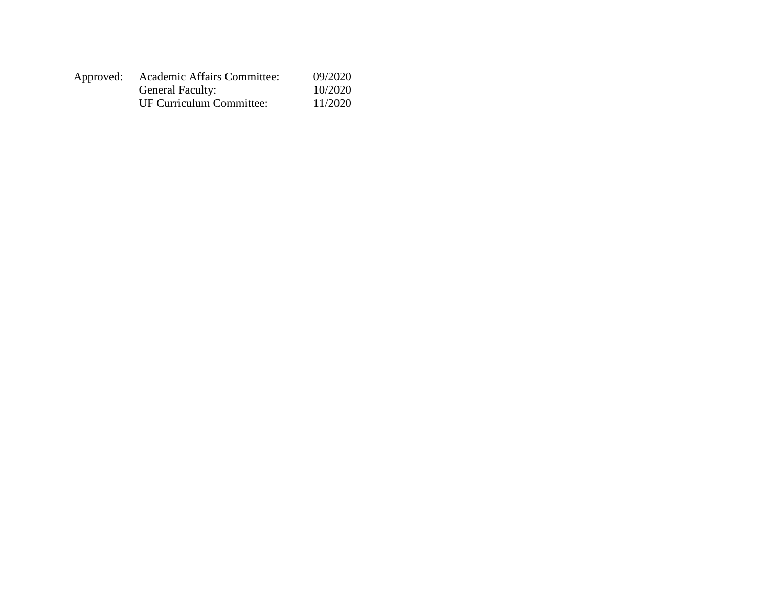| | | |
|---|---|---|
| Approved: | Academic Affairs Committee: | 09/2020 |
| | General Faculty: | 10/2020 |
| | UF Curriculum Committee: | 11/2020 |